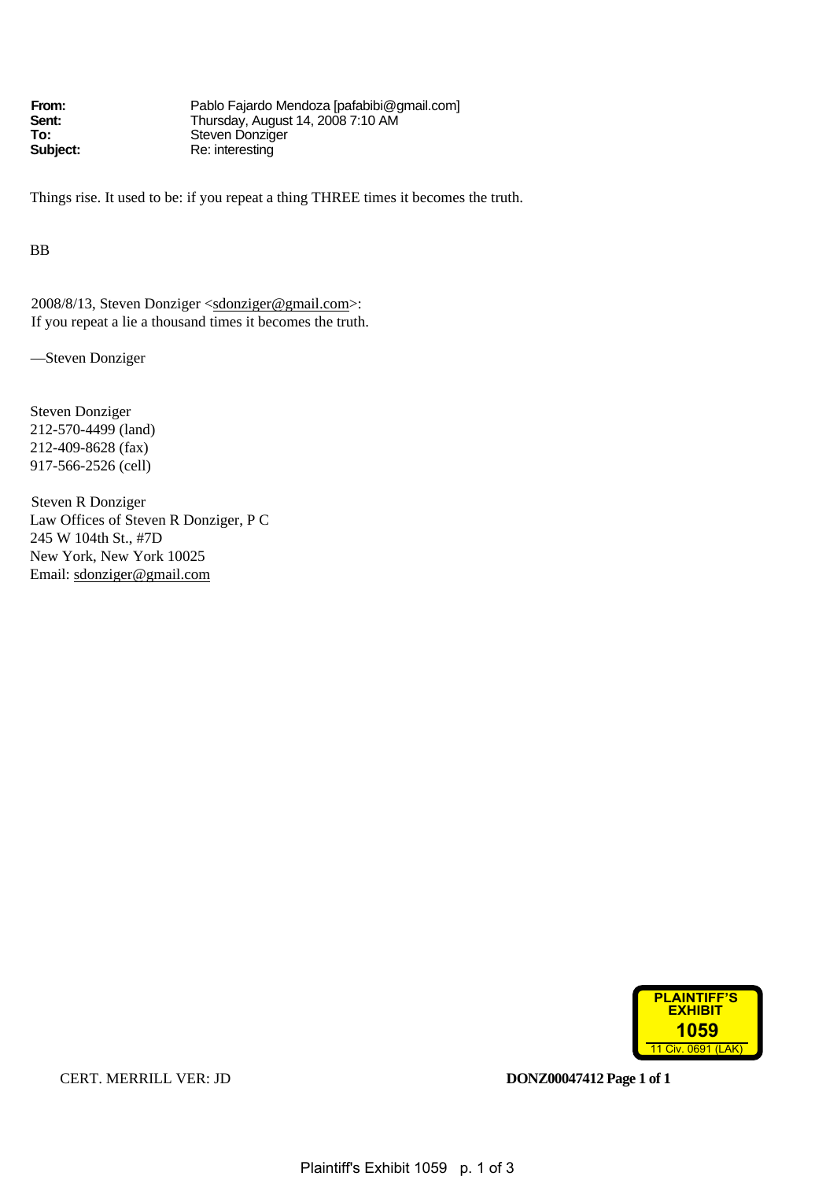**From:** Pablo Fajardo Mendoza [pafabibi@gmail.com]
**Sent:** Thursday, August 14, 2008 7:10 AM
**To:** Steven Donziger
**Subject:** Re: interesting

Things rise. It used to be: if you repeat a thing THREE times it becomes the truth.

BB

2008/8/13, Steven Donziger <sdonziger@gmail.com>:
If you repeat a lie a thousand times it becomes the truth.

—Steven Donziger

Steven Donziger
212-570-4499 (land)
212-409-8628 (fax)
917-566-2526 (cell)

Steven R Donziger
Law Offices of Steven R Donziger, P C
245 W 104th St., #7D
New York, New York 10025
Email: sdonziger@gmail.com

PLAINTIFF'S EXHIBIT 1059
11 Civ. 0691 (LAK)

CERT. MERRILL VER: JD

**DONZ00047412 Page 1 of 1**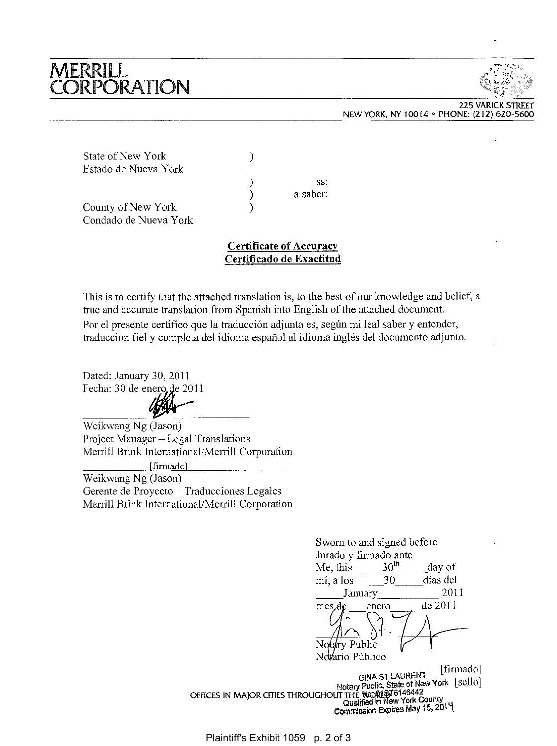# MERRILL CORPORATION

225 VARICK STREET
NEW YORK, NY 10014 • PHONE: (212) 620-5600

State of New York )
Estado de Nueva York

) ss:
) a saber:

County of New York )
Condado de Nueva York

**Certificate of Accuracy**
**Certificado de Exactitud**

This is to certify that the attached translation is, to the best of our knowledge and belief, a true and accurate translation from Spanish into English of the attached document.
Por el presente certifico que la traducción adjunta es, según mi leal saber y entender, traducción fiel y completa del idioma español al idioma inglés del documento adjunto.

Dated: January 30, 2011
Fecha: 30 de enero de 2011

Weikwang Ng (Jason)
Project Manager – Legal Translations
Merrill Brink International/Merrill Corporation

[firmado]
Weikwang Ng (Jason)
Gerente de Proyecto – Traducciones Legales
Merrill Brink International/Merrill Corporation

Sworn to and signed before
Jurado y firmado ante
Me, this 30th day of
mí, a los 30 días del
January 2011
mes de enero de 2011

Notary Public
Notario Público

[firmado]
GINA ST LAURENT
Notary Public, State of New York [sello]
No. 01ST6146442
Qualified in New York County
Commission Expires May 15, 2014

OFFICES IN MAJOR CITIES THROUGHOUT THE WORLD

Plaintiff's Exhibit 1059 p. 2 of 3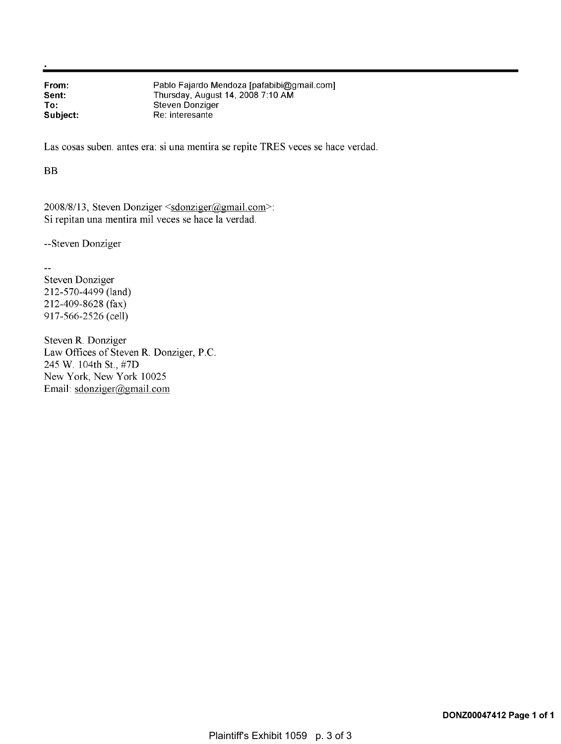**From:** Pablo Fajardo Mendoza [pafabibi@gmail.com]
**Sent:** Thursday, August 14, 2008 7:10 AM
**To:** Steven Donziger
**Subject:** Re: interesante

Las cosas suben. antes era: si una mentira se repite TRES veces se hace verdad.

BB

2008/8/13, Steven Donziger <sdonziger@gmail.com>:
Si repitan una mentira mil veces se hace la verdad.

--Steven Donziger

--
Steven Donziger
212-570-4499 (land)
212-409-8628 (fax)
917-566-2526 (cell)

Steven R. Donziger
Law Offices of Steven R. Donziger, P.C.
245 W. 104th St., #7D
New York, New York 10025
Email: sdonziger@gmail.com

DONZ00047412 Page 1 of 1

Plaintiff's Exhibit 1059